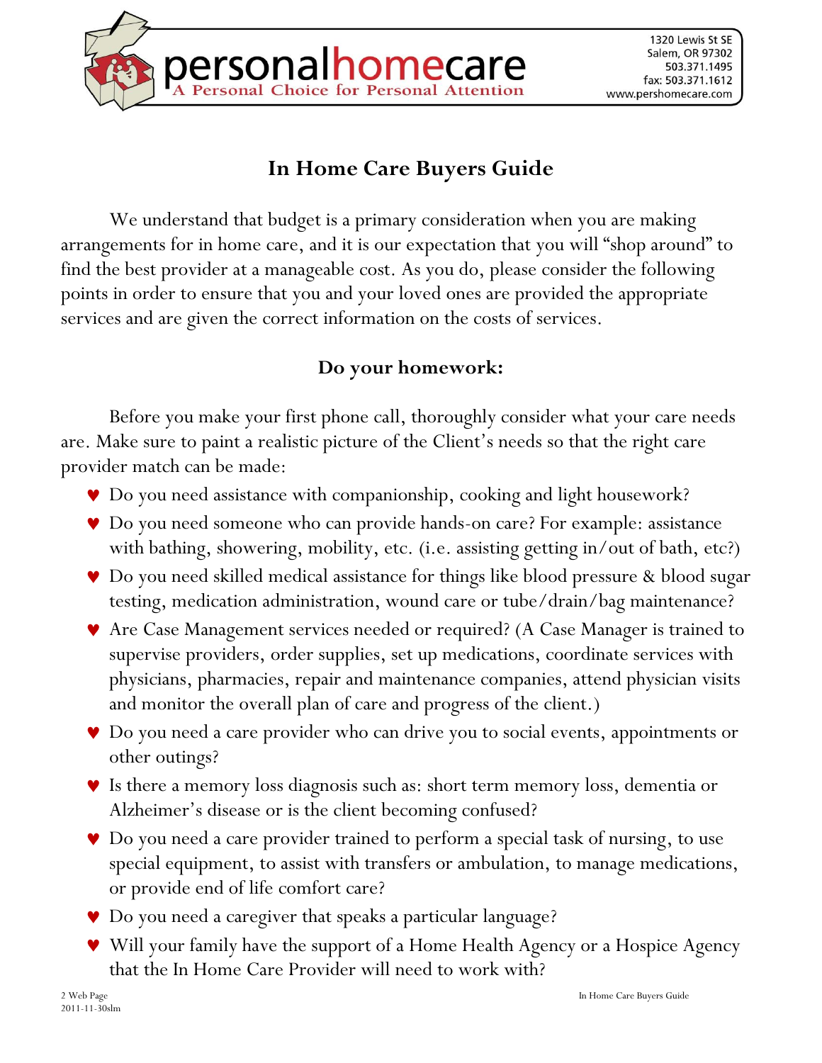personalhomecare
A Personal Choice for Personal Attention

1320 Lewis St SE
Salem, OR 97302
503.371.1495
fax: 503.371.1612
www.pershomecare.com

# In Home Care Buyers Guide

We understand that budget is a primary consideration when you are making arrangements for in home care, and it is our expectation that you will "shop around" to find the best provider at a manageable cost. As you do, please consider the following points in order to ensure that you and your loved ones are provided the appropriate services and are given the correct information on the costs of services.

## Do your homework:

Before you make your first phone call, thoroughly consider what your care needs are. Make sure to paint a realistic picture of the Client's needs so that the right care provider match can be made:

- Do you need assistance with companionship, cooking and light housework?
- Do you need someone who can provide hands-on care? For example: assistance with bathing, showering, mobility, etc. (i.e. assisting getting in/out of bath, etc?)
- Do you need skilled medical assistance for things like blood pressure & blood sugar testing, medication administration, wound care or tube/drain/bag maintenance?
- Are Case Management services needed or required? (A Case Manager is trained to supervise providers, order supplies, set up medications, coordinate services with physicians, pharmacies, repair and maintenance companies, attend physician visits and monitor the overall plan of care and progress of the client.)
- Do you need a care provider who can drive you to social events, appointments or other outings?
- Is there a memory loss diagnosis such as: short term memory loss, dementia or Alzheimer's disease or is the client becoming confused?
- Do you need a care provider trained to perform a special task of nursing, to use special equipment, to assist with transfers or ambulation, to manage medications, or provide end of life comfort care?
- Do you need a caregiver that speaks a particular language?
- Will your family have the support of a Home Health Agency or a Hospice Agency that the In Home Care Provider will need to work with?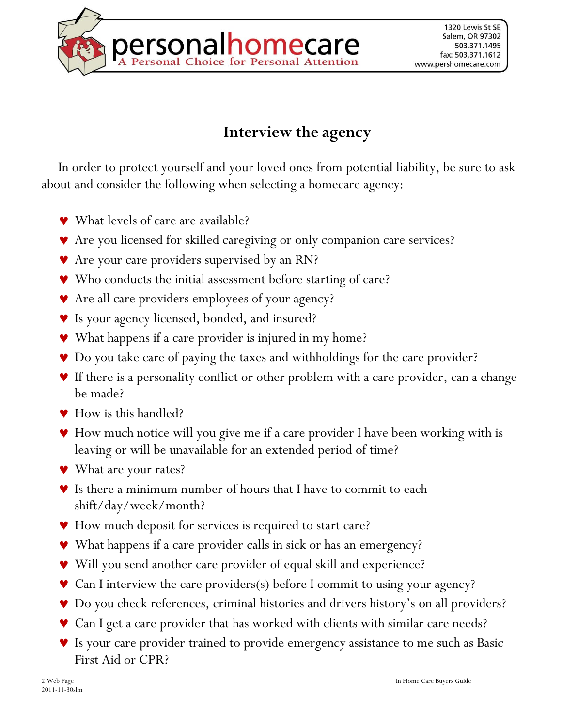## Interview the agency

In order to protect yourself and your loved ones from potential liability, be sure to ask about and consider the following when selecting a homecare agency:

- What levels of care are available?
- Are you licensed for skilled caregiving or only companion care services?
- Are your care providers supervised by an RN?
- Who conducts the initial assessment before starting of care?
- Are all care providers employees of your agency?
- Is your agency licensed, bonded, and insured?
- What happens if a care provider is injured in my home?
- Do you take care of paying the taxes and withholdings for the care provider?
- If there is a personality conflict or other problem with a care provider, can a change be made?
- How is this handled?
- How much notice will you give me if a care provider I have been working with is leaving or will be unavailable for an extended period of time?
- What are your rates?
- Is there a minimum number of hours that I have to commit to each shift/day/week/month?
- How much deposit for services is required to start care?
- What happens if a care provider calls in sick or has an emergency?
- Will you send another care provider of equal skill and experience?
- Can I interview the care providers(s) before I commit to using your agency?
- Do you check references, criminal histories and drivers history's on all providers?
- Can I get a care provider that has worked with clients with similar care needs?
- Is your care provider trained to provide emergency assistance to me such as Basic First Aid or CPR?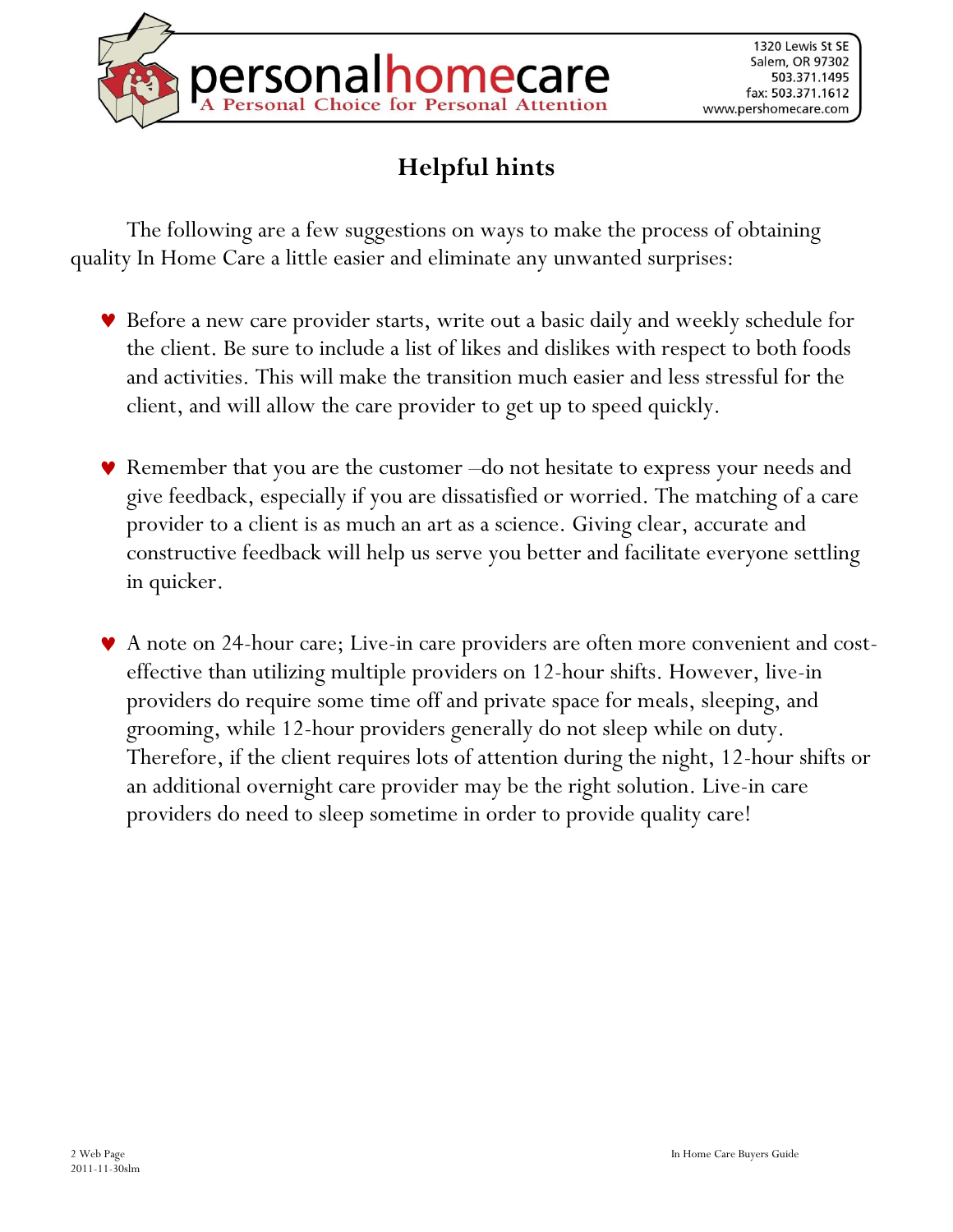personalhomecare
A Personal Choice for Personal Attention

1320 Lewis St SE
Salem, OR 97302
503.371.1495
fax: 503.371.1612
www.pershomecare.com

# Helpful hints

The following are a few suggestions on ways to make the process of obtaining quality In Home Care a little easier and eliminate any unwanted surprises:

- Before a new care provider starts, write out a basic daily and weekly schedule for the client. Be sure to include a list of likes and dislikes with respect to both foods and activities. This will make the transition much easier and less stressful for the client, and will allow the care provider to get up to speed quickly.

- Remember that you are the customer –do not hesitate to express your needs and give feedback, especially if you are dissatisfied or worried. The matching of a care provider to a client is as much an art as a science. Giving clear, accurate and constructive feedback will help us serve you better and facilitate everyone settling in quicker.

- A note on 24-hour care; Live-in care providers are often more convenient and cost-effective than utilizing multiple providers on 12-hour shifts. However, live-in providers do require some time off and private space for meals, sleeping, and grooming, while 12-hour providers generally do not sleep while on duty. Therefore, if the client requires lots of attention during the night, 12-hour shifts or an additional overnight care provider may be the right solution. Live-in care providers do need to sleep sometime in order to provide quality care!